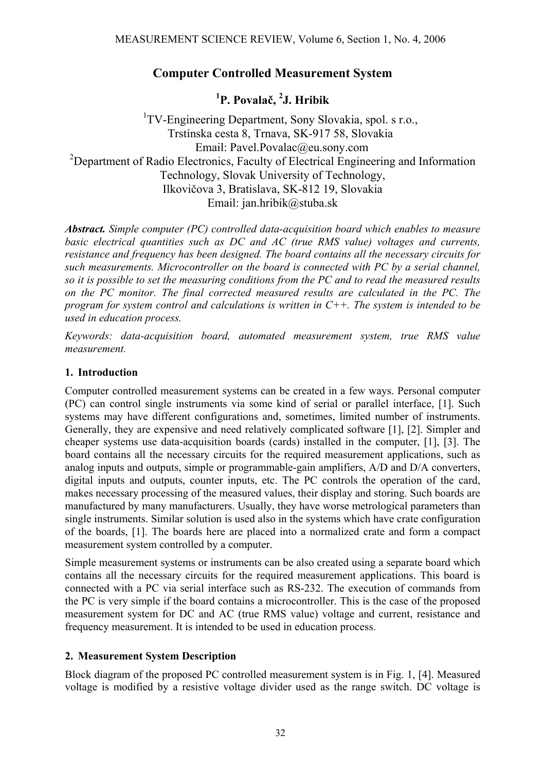# Computer Controlled Measurement System

**[1]P. Povalač, [2]J. Hribik**

[1]TV-Engineering Department, Sony Slovakia, spol. s r.o., Trstínska cesta 8, Trnava, SK-917 58, Slovakia
Email: Pavel.Povalac@eu.sony.com

[2]Department of Radio Electronics, Faculty of Electrical Engineering and Information Technology, Slovak University of Technology, Ilkovičova 3, Bratislava, SK-812 19, Slovakia
Email: jan.hribik@stuba.sk

***Abstract.*** *Simple computer (PC) controlled data-acquisition board which enables to measure basic electrical quantities such as DC and AC (true RMS value) voltages and currents, resistance and frequency has been designed. The board contains all the necessary circuits for such measurements. Microcontroller on the board is connected with PC by a serial channel, so it is possible to set the measuring conditions from the PC and to read the measured results on the PC monitor. The final corrected measured results are calculated in the PC. The program for system control and calculations is written in C++. The system is intended to be used in education process.*

*Keywords: data-acquisition board, automated measurement system, true RMS value measurement.*

## 1. Introduction

Computer controlled measurement systems can be created in a few ways. Personal computer (PC) can control single instruments via some kind of serial or parallel interface, [1]. Such systems may have different configurations and, sometimes, limited number of instruments. Generally, they are expensive and need relatively complicated software [1], [2]. Simpler and cheaper systems use data-acquisition boards (cards) installed in the computer, [1], [3]. The board contains all the necessary circuits for the required measurement applications, such as analog inputs and outputs, simple or programmable-gain amplifiers, A/D and D/A converters, digital inputs and outputs, counter inputs, etc. The PC controls the operation of the card, makes necessary processing of the measured values, their display and storing. Such boards are manufactured by many manufacturers. Usually, they have worse metrological parameters than single instruments. Similar solution is used also in the systems which have crate configuration of the boards, [1]. The boards here are placed into a normalized crate and form a compact measurement system controlled by a computer.

Simple measurement systems or instruments can be also created using a separate board which contains all the necessary circuits for the required measurement applications. This board is connected with a PC via serial interface such as RS-232. The execution of commands from the PC is very simple if the board contains a microcontroller. This is the case of the proposed measurement system for DC and AC (true RMS value) voltage and current, resistance and frequency measurement. It is intended to be used in education process.

## 2. Measurement System Description

Block diagram of the proposed PC controlled measurement system is in Fig. 1, [4]. Measured voltage is modified by a resistive voltage divider used as the range switch. DC voltage is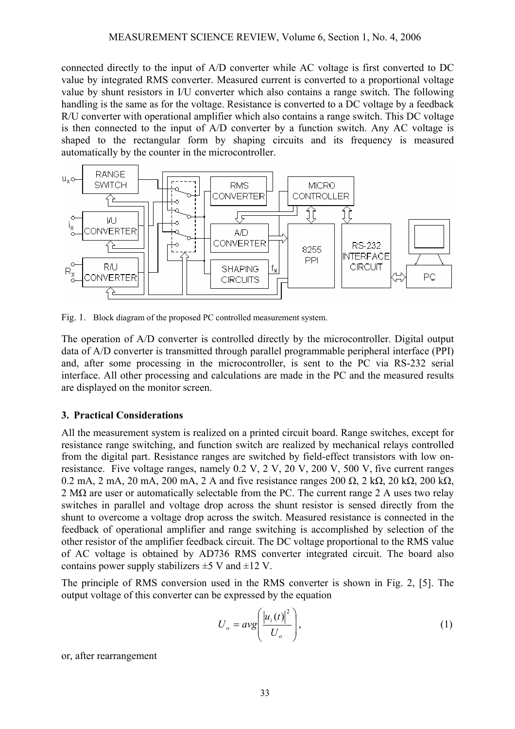connected directly to the input of A/D converter while AC voltage is first converted to DC value by integrated RMS converter. Measured current is converted to a proportional voltage value by shunt resistors in I/U converter which also contains a range switch. The following handling is the same as for the voltage. Resistance is converted to a DC voltage by a feedback R/U converter with operational amplifier which also contains a range switch. This DC voltage is then connected to the input of A/D converter by a function switch. Any AC voltage is shaped to the rectangular form by shaping circuits and its frequency is measured automatically by the counter in the microcontroller.

Fig. 1. Block diagram of the proposed PC controlled measurement system.

The operation of A/D converter is controlled directly by the microcontroller. Digital output data of A/D converter is transmitted through parallel programmable peripheral interface (PPI) and, after some processing in the microcontroller, is sent to the PC via RS-232 serial interface. All other processing and calculations are made in the PC and the measured results are displayed on the monitor screen.

## 3. Practical Considerations

All the measurement system is realized on a printed circuit board. Range switches, except for resistance range switching, and function switch are realized by mechanical relays controlled from the digital part. Resistance ranges are switched by field-effect transistors with low on-resistance. Five voltage ranges, namely 0.2 V, 2 V, 20 V, 200 V, 500 V, five current ranges 0.2 mA, 2 mA, 20 mA, 200 mA, 2 A and five resistance ranges 200 Ω, 2 kΩ, 20 kΩ, 200 kΩ, 2 MΩ are user or automatically selectable from the PC. The current range 2 A uses two relay switches in parallel and voltage drop across the shunt resistor is sensed directly from the shunt to overcome a voltage drop across the switch. Measured resistance is connected in the feedback of operational amplifier and range switching is accomplished by selection of the other resistor of the amplifier feedback circuit. The DC voltage proportional to the RMS value of AC voltage is obtained by AD736 RMS converter integrated circuit. The board also contains power supply stabilizers ±5 V and ±12 V.

The principle of RMS conversion used in the RMS converter is shown in Fig. 2, [5]. The output voltage of this converter can be expressed by the equation

$$U_o = avg\left(\frac{|u_i(t)|^2}{U_o}\right), \tag{1}$$

or, after rearrangement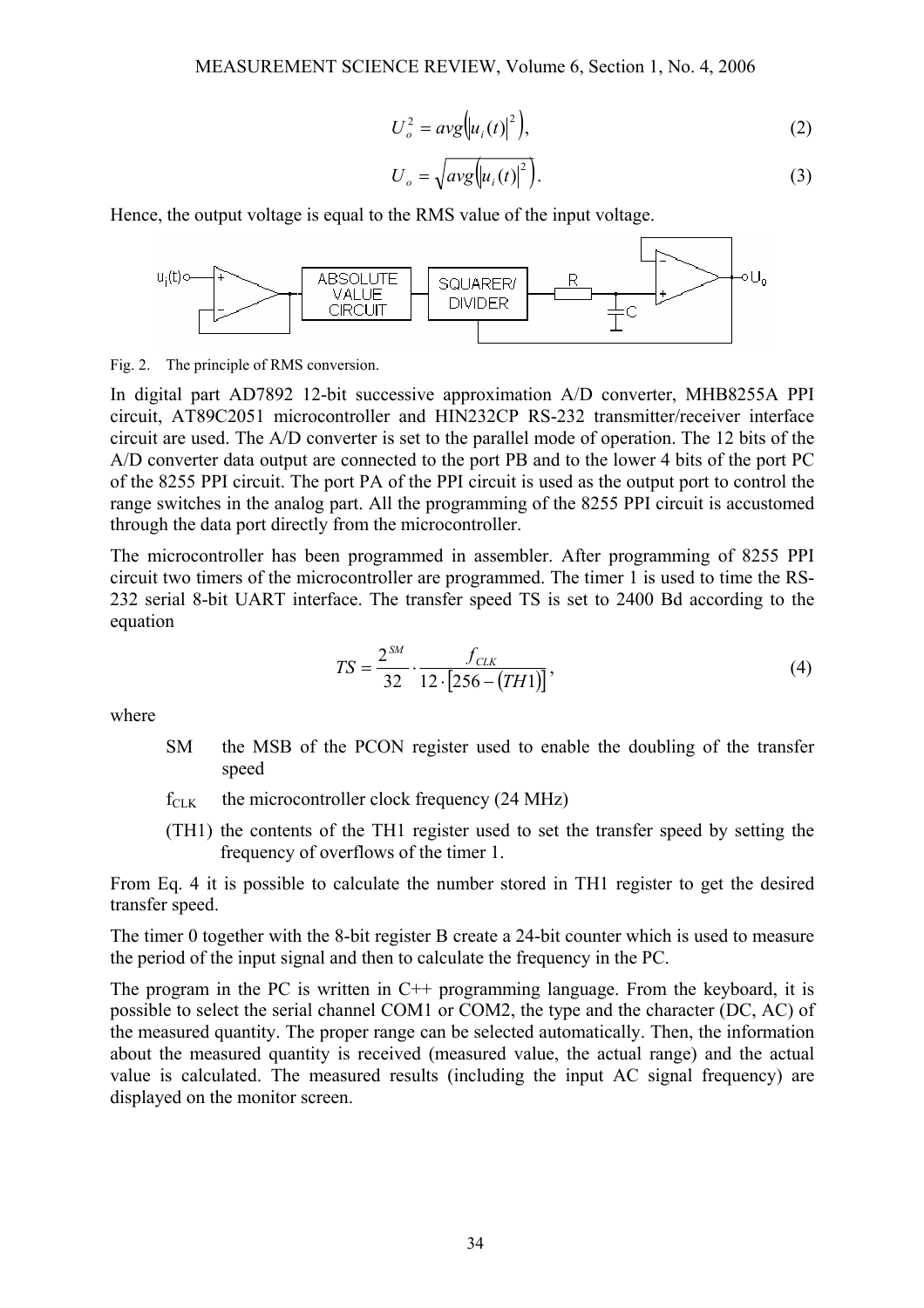$$U_o^2 = avg\left(\left|u_i(t)\right|^2\right), \tag{2}$$

$$U_o = \sqrt{avg\left(\left|u_i(t)\right|^2\right)}. \tag{3}$$

Hence, the output voltage is equal to the RMS value of the input voltage.

Fig. 2. The principle of RMS conversion.

In digital part AD7892 12-bit successive approximation A/D converter, MHB8255A PPI circuit, AT89C2051 microcontroller and HIN232CP RS-232 transmitter/receiver interface circuit are used. The A/D converter is set to the parallel mode of operation. The 12 bits of the A/D converter data output are connected to the port PB and to the lower 4 bits of the port PC of the 8255 PPI circuit. The port PA of the PPI circuit is used as the output port to control the range switches in the analog part. All the programming of the 8255 PPI circuit is accustomed through the data port directly from the microcontroller.

The microcontroller has been programmed in assembler. After programming of 8255 PPI circuit two timers of the microcontroller are programmed. The timer 1 is used to time the RS-232 serial 8-bit UART interface. The transfer speed TS is set to 2400 Bd according to the equation

$$TS = \frac{2^{SM}}{32} \cdot \frac{f_{CLK}}{12 \cdot \left[256 - (TH1)\right]}, \tag{4}$$

where

- SM the MSB of the PCON register used to enable the doubling of the transfer speed
- $f_{CLK}$ the microcontroller clock frequency (24 MHz)
- (TH1) the contents of the TH1 register used to set the transfer speed by setting the frequency of overflows of the timer 1.

From Eq. 4 it is possible to calculate the number stored in TH1 register to get the desired transfer speed.

The timer 0 together with the 8-bit register B create a 24-bit counter which is used to measure the period of the input signal and then to calculate the frequency in the PC.

The program in the PC is written in C++ programming language. From the keyboard, it is possible to select the serial channel COM1 or COM2, the type and the character (DC, AC) of the measured quantity. The proper range can be selected automatically. Then, the information about the measured quantity is received (measured value, the actual range) and the actual value is calculated. The measured results (including the input AC signal frequency) are displayed on the monitor screen.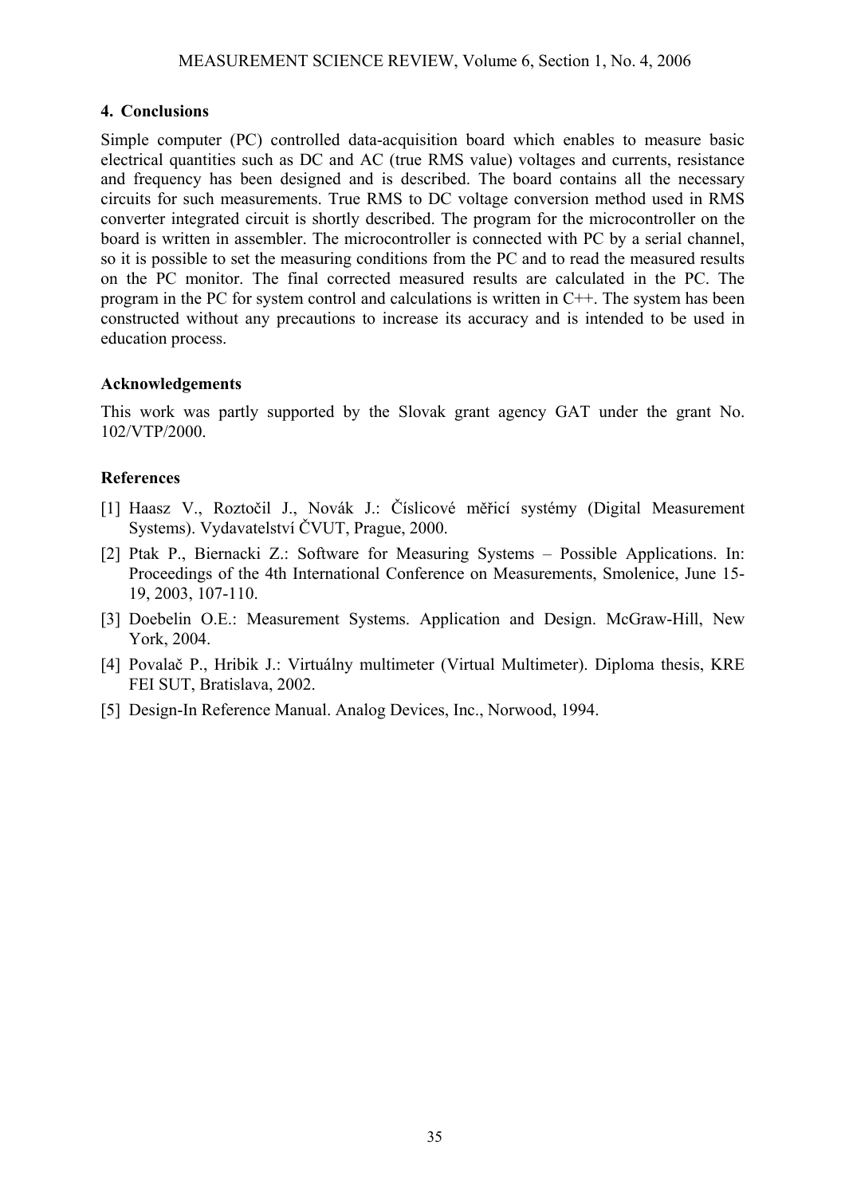## 4. Conclusions

Simple computer (PC) controlled data-acquisition board which enables to measure basic electrical quantities such as DC and AC (true RMS value) voltages and currents, resistance and frequency has been designed and is described. The board contains all the necessary circuits for such measurements. True RMS to DC voltage conversion method used in RMS converter integrated circuit is shortly described. The program for the microcontroller on the board is written in assembler. The microcontroller is connected with PC by a serial channel, so it is possible to set the measuring conditions from the PC and to read the measured results on the PC monitor. The final corrected measured results are calculated in the PC. The program in the PC for system control and calculations is written in C++. The system has been constructed without any precautions to increase its accuracy and is intended to be used in education process.

### Acknowledgements

This work was partly supported by the Slovak grant agency GAT under the grant No. 102/VTP/2000.

### References

[1] Haasz V., Roztočil J., Novák J.: Číslicové měřicí systémy (Digital Measurement Systems). Vydavatelství ČVUT, Prague, 2000.

[2] Ptak P., Biernacki Z.: Software for Measuring Systems – Possible Applications. In: Proceedings of the 4th International Conference on Measurements, Smolenice, June 15-19, 2003, 107-110.

[3] Doebelin O.E.: Measurement Systems. Application and Design. McGraw-Hill, New York, 2004.

[4] Povalač P., Hribik J.: Virtuálny multimeter (Virtual Multimeter). Diploma thesis, KRE FEI SUT, Bratislava, 2002.

[5] Design-In Reference Manual. Analog Devices, Inc., Norwood, 1994.